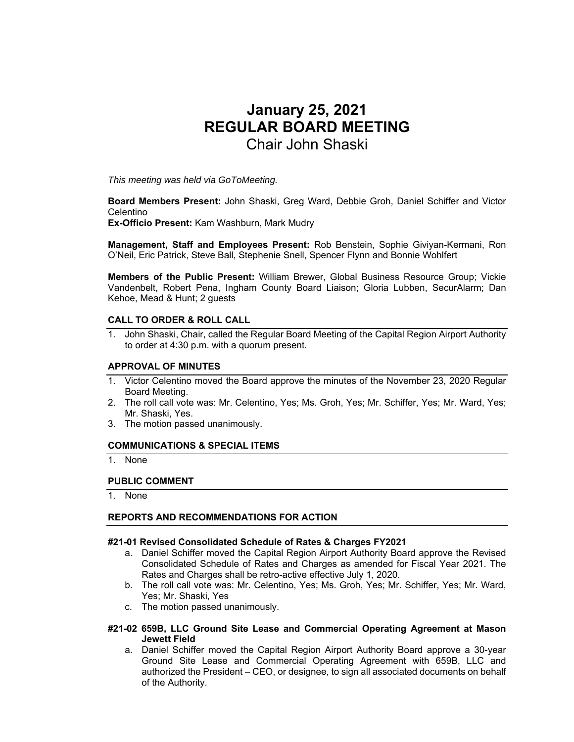# January 25, 2021
# REGULAR BOARD MEETING
## Chair John Shaski

*This meeting was held via GoToMeeting.*

**Board Members Present:** John Shaski, Greg Ward, Debbie Groh, Daniel Schiffer and Victor Celentino
**Ex-Officio Present:** Kam Washburn, Mark Mudry

**Management, Staff and Employees Present:** Rob Benstein, Sophie Giviyan-Kermani, Ron O'Neil, Eric Patrick, Steve Ball, Stephenie Snell, Spencer Flynn and Bonnie Wohlfert

**Members of the Public Present:** William Brewer, Global Business Resource Group; Vickie Vandenbelt, Robert Pena, Ingham County Board Liaison; Gloria Lubben, SecurAlarm; Dan Kehoe, Mead & Hunt; 2 guests

### CALL TO ORDER & ROLL CALL

1. John Shaski, Chair, called the Regular Board Meeting of the Capital Region Airport Authority to order at 4:30 p.m. with a quorum present.

### APPROVAL OF MINUTES

1. Victor Celentino moved the Board approve the minutes of the November 23, 2020 Regular Board Meeting.
2. The roll call vote was: Mr. Celentino, Yes; Ms. Groh, Yes; Mr. Schiffer, Yes; Mr. Ward, Yes; Mr. Shaski, Yes.
3. The motion passed unanimously.

### COMMUNICATIONS & SPECIAL ITEMS

1. None

### PUBLIC COMMENT

1. None

### REPORTS AND RECOMMENDATIONS FOR ACTION

**#21-01 Revised Consolidated Schedule of Rates & Charges FY2021**

a. Daniel Schiffer moved the Capital Region Airport Authority Board approve the Revised Consolidated Schedule of Rates and Charges as amended for Fiscal Year 2021. The Rates and Charges shall be retro-active effective July 1, 2020.
b. The roll call vote was: Mr. Celentino, Yes; Ms. Groh, Yes; Mr. Schiffer, Yes; Mr. Ward, Yes; Mr. Shaski, Yes
c. The motion passed unanimously.

**#21-02 659B, LLC Ground Site Lease and Commercial Operating Agreement at Mason Jewett Field**

a. Daniel Schiffer moved the Capital Region Airport Authority Board approve a 30-year Ground Site Lease and Commercial Operating Agreement with 659B, LLC and authorized the President – CEO, or designee, to sign all associated documents on behalf of the Authority.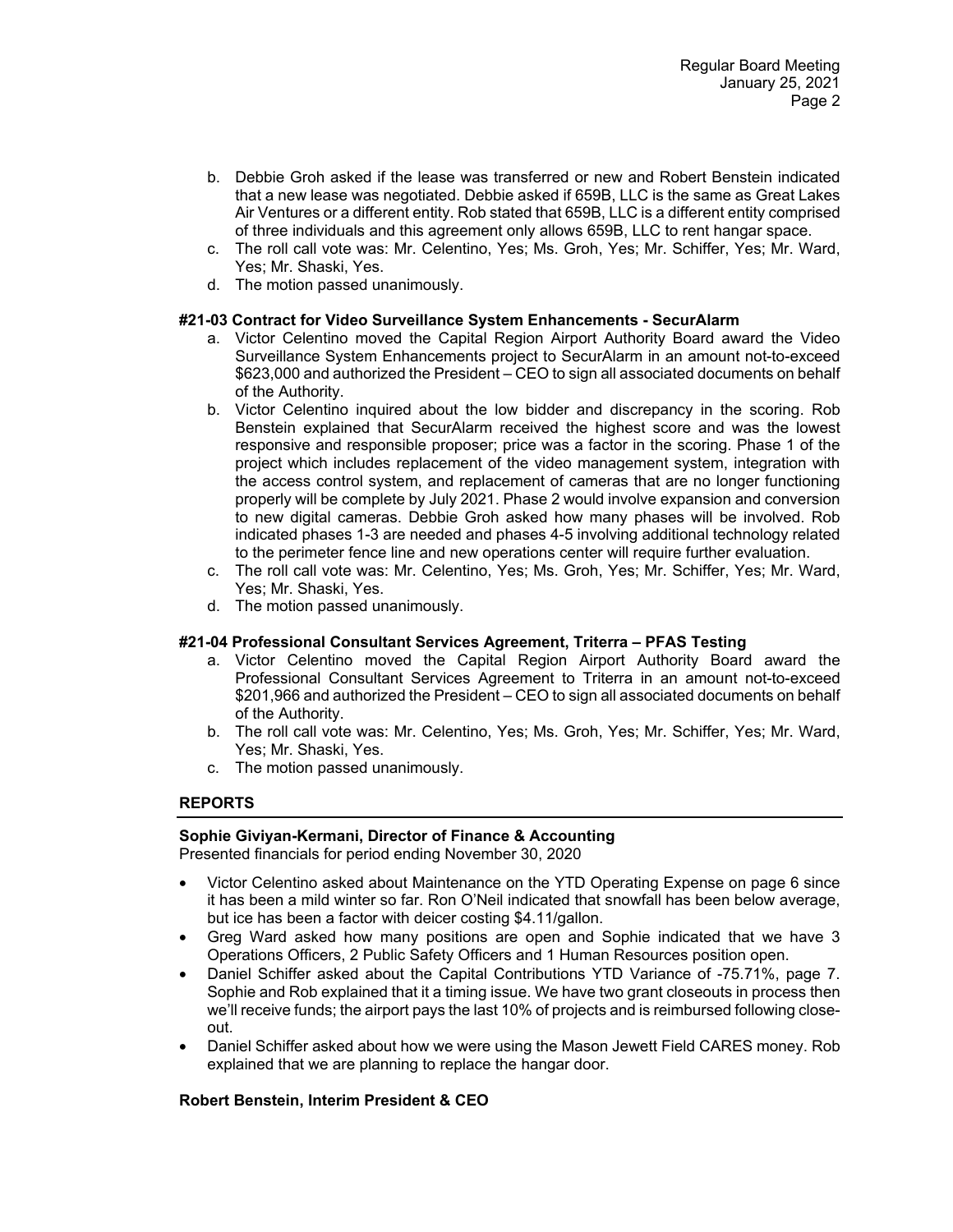b. Debbie Groh asked if the lease was transferred or new and Robert Benstein indicated that a new lease was negotiated. Debbie asked if 659B, LLC is the same as Great Lakes Air Ventures or a different entity. Rob stated that 659B, LLC is a different entity comprised of three individuals and this agreement only allows 659B, LLC to rent hangar space.
c. The roll call vote was: Mr. Celentino, Yes; Ms. Groh, Yes; Mr. Schiffer, Yes; Mr. Ward, Yes; Mr. Shaski, Yes.
d. The motion passed unanimously.

**#21-03 Contract for Video Surveillance System Enhancements - SecurAlarm**

a. Victor Celentino moved the Capital Region Airport Authority Board award the Video Surveillance System Enhancements project to SecurAlarm in an amount not-to-exceed $623,000 and authorized the President – CEO to sign all associated documents on behalf of the Authority.
b. Victor Celentino inquired about the low bidder and discrepancy in the scoring. Rob Benstein explained that SecurAlarm received the highest score and was the lowest responsive and responsible proposer; price was a factor in the scoring. Phase 1 of the project which includes replacement of the video management system, integration with the access control system, and replacement of cameras that are no longer functioning properly will be complete by July 2021. Phase 2 would involve expansion and conversion to new digital cameras. Debbie Groh asked how many phases will be involved. Rob indicated phases 1-3 are needed and phases 4-5 involving additional technology related to the perimeter fence line and new operations center will require further evaluation.
c. The roll call vote was: Mr. Celentino, Yes; Ms. Groh, Yes; Mr. Schiffer, Yes; Mr. Ward, Yes; Mr. Shaski, Yes.
d. The motion passed unanimously.

**#21-04 Professional Consultant Services Agreement, Triterra – PFAS Testing**

a. Victor Celentino moved the Capital Region Airport Authority Board award the Professional Consultant Services Agreement to Triterra in an amount not-to-exceed $201,966 and authorized the President – CEO to sign all associated documents on behalf of the Authority.
b. The roll call vote was: Mr. Celentino, Yes; Ms. Groh, Yes; Mr. Schiffer, Yes; Mr. Ward, Yes; Mr. Shaski, Yes.
c. The motion passed unanimously.

## REPORTS

**Sophie Giviyan-Kermani, Director of Finance & Accounting**
Presented financials for period ending November 30, 2020

- Victor Celentino asked about Maintenance on the YTD Operating Expense on page 6 since it has been a mild winter so far. Ron O'Neil indicated that snowfall has been below average, but ice has been a factor with deicer costing $4.11/gallon.
- Greg Ward asked how many positions are open and Sophie indicated that we have 3 Operations Officers, 2 Public Safety Officers and 1 Human Resources position open.
- Daniel Schiffer asked about the Capital Contributions YTD Variance of -75.71%, page 7. Sophie and Rob explained that it a timing issue. We have two grant closeouts in process then we'll receive funds; the airport pays the last 10% of projects and is reimbursed following close-out.
- Daniel Schiffer asked about how we were using the Mason Jewett Field CARES money. Rob explained that we are planning to replace the hangar door.

**Robert Benstein, Interim President & CEO**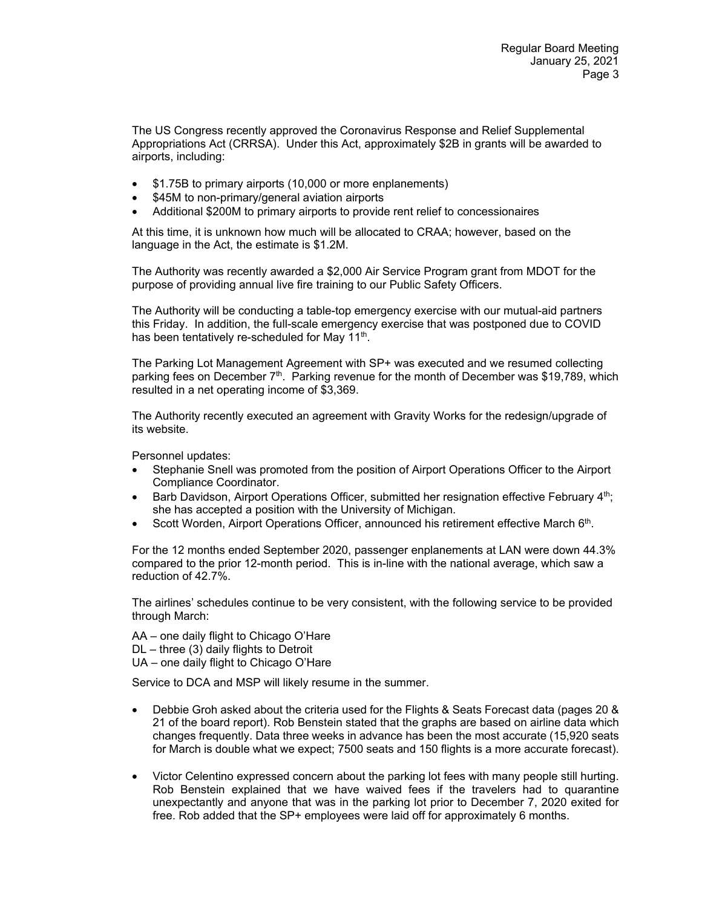The US Congress recently approved the Coronavirus Response and Relief Supplemental Appropriations Act (CRRSA). Under this Act, approximately $2B in grants will be awarded to airports, including:

- $1.75B to primary airports (10,000 or more enplanements)
- $45M to non-primary/general aviation airports
- Additional $200M to primary airports to provide rent relief to concessionaires

At this time, it is unknown how much will be allocated to CRAA; however, based on the language in the Act, the estimate is $1.2M.

The Authority was recently awarded a $2,000 Air Service Program grant from MDOT for the purpose of providing annual live fire training to our Public Safety Officers.

The Authority will be conducting a table-top emergency exercise with our mutual-aid partners this Friday. In addition, the full-scale emergency exercise that was postponed due to COVID has been tentatively re-scheduled for May 11th.

The Parking Lot Management Agreement with SP+ was executed and we resumed collecting parking fees on December 7th. Parking revenue for the month of December was $19,789, which resulted in a net operating income of $3,369.

The Authority recently executed an agreement with Gravity Works for the redesign/upgrade of its website.

Personnel updates:

- Stephanie Snell was promoted from the position of Airport Operations Officer to the Airport Compliance Coordinator.
- Barb Davidson, Airport Operations Officer, submitted her resignation effective February 4th; she has accepted a position with the University of Michigan.
- Scott Worden, Airport Operations Officer, announced his retirement effective March 6th.

For the 12 months ended September 2020, passenger enplanements at LAN were down 44.3% compared to the prior 12-month period. This is in-line with the national average, which saw a reduction of 42.7%.

The airlines' schedules continue to be very consistent, with the following service to be provided through March:

AA – one daily flight to Chicago O'Hare
DL – three (3) daily flights to Detroit
UA – one daily flight to Chicago O'Hare

Service to DCA and MSP will likely resume in the summer.

- Debbie Groh asked about the criteria used for the Flights & Seats Forecast data (pages 20 & 21 of the board report). Rob Benstein stated that the graphs are based on airline data which changes frequently. Data three weeks in advance has been the most accurate (15,920 seats for March is double what we expect; 7500 seats and 150 flights is a more accurate forecast).

- Victor Celentino expressed concern about the parking lot fees with many people still hurting. Rob Benstein explained that we have waived fees if the travelers had to quarantine unexpectantly and anyone that was in the parking lot prior to December 7, 2020 exited for free. Rob added that the SP+ employees were laid off for approximately 6 months.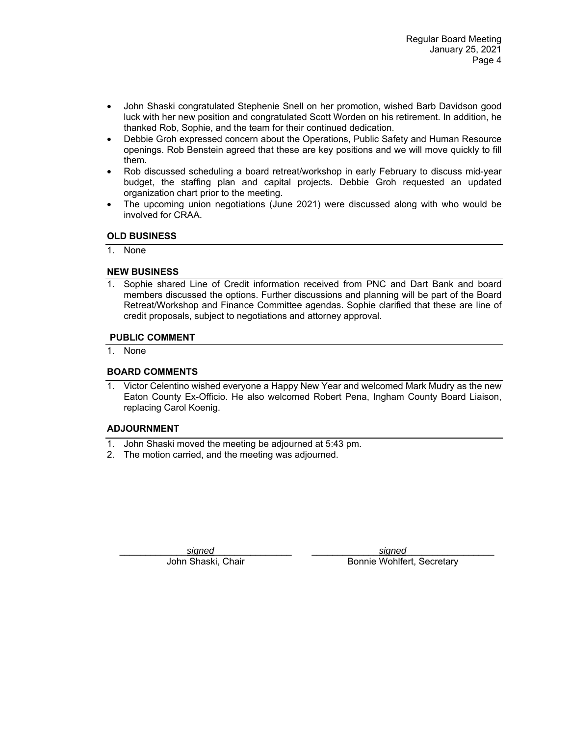- John Shaski congratulated Stephenie Snell on her promotion, wished Barb Davidson good luck with her new position and congratulated Scott Worden on his retirement. In addition, he thanked Rob, Sophie, and the team for their continued dedication.
- Debbie Groh expressed concern about the Operations, Public Safety and Human Resource openings. Rob Benstein agreed that these are key positions and we will move quickly to fill them.
- Rob discussed scheduling a board retreat/workshop in early February to discuss mid-year budget, the staffing plan and capital projects. Debbie Groh requested an updated organization chart prior to the meeting.
- The upcoming union negotiations (June 2021) were discussed along with who would be involved for CRAA.

**OLD BUSINESS**

1. None

**NEW BUSINESS**

1. Sophie shared Line of Credit information received from PNC and Dart Bank and board members discussed the options. Further discussions and planning will be part of the Board Retreat/Workshop and Finance Committee agendas. Sophie clarified that these are line of credit proposals, subject to negotiations and attorney approval.

**PUBLIC COMMENT**

1. None

**BOARD COMMENTS**

1. Victor Celentino wished everyone a Happy New Year and welcomed Mark Mudry as the new Eaton County Ex-Officio. He also welcomed Robert Pena, Ingham County Board Liaison, replacing Carol Koenig.

**ADJOURNMENT**

1. John Shaski moved the meeting be adjourned at 5:43 pm.
2. The motion carried, and the meeting was adjourned.

*signed*
John Shaski, Chair

*signed*
Bonnie Wohlfert, Secretary